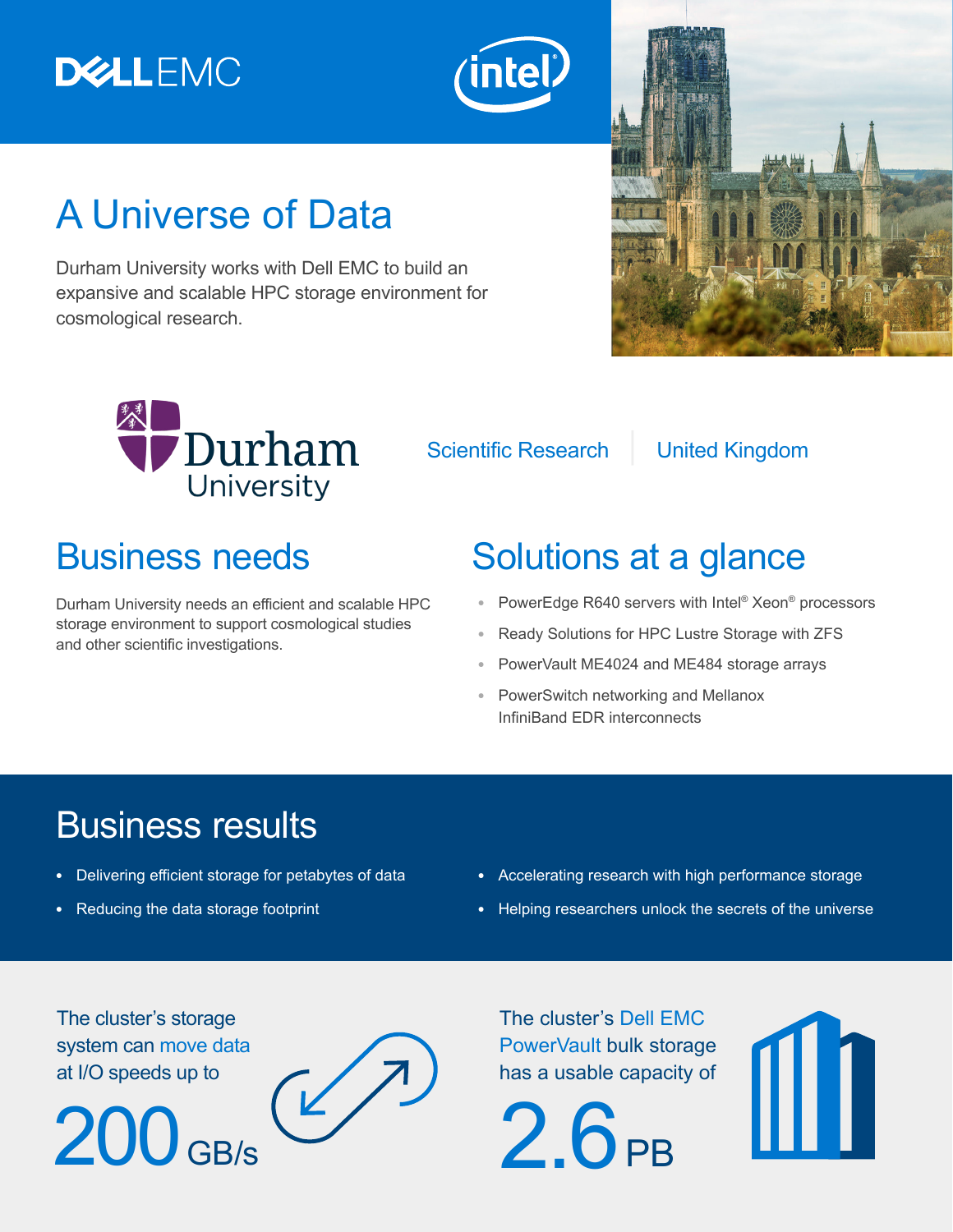DELL EMC

intel

# A Universe of Data

Durham University works with Dell EMC to build an expansive and scalable HPC storage environment for cosmological research.

Durham University

Scientific Research | United Kingdom

## Business needs

Durham University needs an efficient and scalable HPC storage environment to support cosmological studies and other scientific investigations.

## Solutions at a glance

- PowerEdge R640 servers with Intel® Xeon® processors
- Ready Solutions for HPC Lustre Storage with ZFS
- PowerVault ME4024 and ME484 storage arrays
- PowerSwitch networking and Mellanox InfiniBand EDR interconnects

## Business results

- Delivering efficient storage for petabytes of data
- Reducing the data storage footprint
- Accelerating research with high performance storage
- Helping researchers unlock the secrets of the universe

The cluster's storage system can move data at I/O speeds up to

**200 GB/s**

The cluster's Dell EMC PowerVault bulk storage has a usable capacity of

**2.6 PB**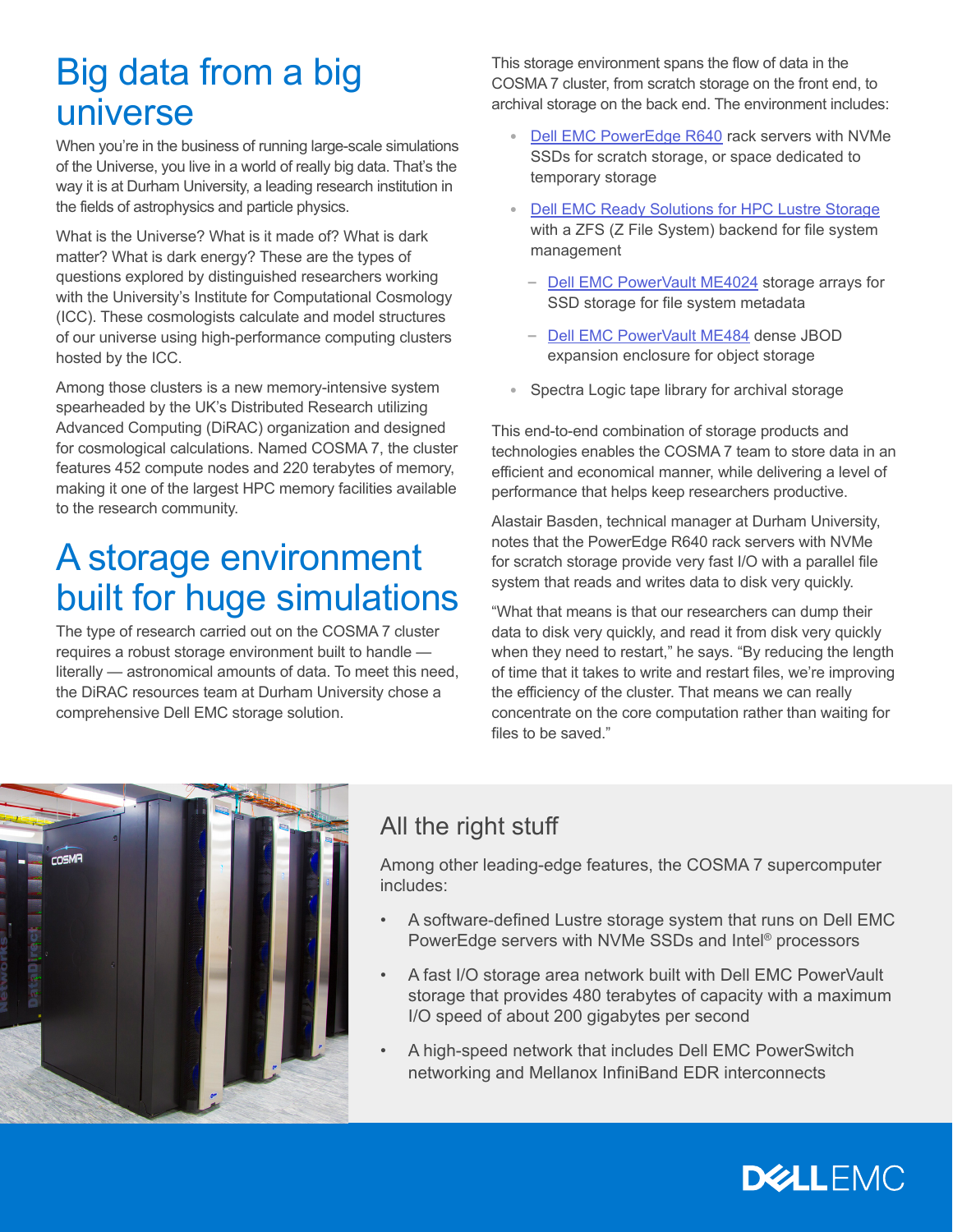# Big data from a big universe

When you're in the business of running large-scale simulations of the Universe, you live in a world of really big data. That's the way it is at Durham University, a leading research institution in the fields of astrophysics and particle physics.

What is the Universe? What is it made of? What is dark matter? What is dark energy? These are the types of questions explored by distinguished researchers working with the University's Institute for Computational Cosmology (ICC). These cosmologists calculate and model structures of our universe using high-performance computing clusters hosted by the ICC.

Among those clusters is a new memory-intensive system spearheaded by the UK's Distributed Research utilizing Advanced Computing (DiRAC) organization and designed for cosmological calculations. Named COSMA 7, the cluster features 452 compute nodes and 220 terabytes of memory, making it one of the largest HPC memory facilities available to the research community.

# A storage environment built for huge simulations

The type of research carried out on the COSMA 7 cluster requires a robust storage environment built to handle — literally — astronomical amounts of data. To meet this need, the DiRAC resources team at Durham University chose a comprehensive Dell EMC storage solution.

This storage environment spans the flow of data in the COSMA 7 cluster, from scratch storage on the front end, to archival storage on the back end. The environment includes:

- Dell EMC PowerEdge R640 rack servers with NVMe SSDs for scratch storage, or space dedicated to temporary storage
- Dell EMC Ready Solutions for HPC Lustre Storage with a ZFS (Z File System) backend for file system management
  - Dell EMC PowerVault ME4024 storage arrays for SSD storage for file system metadata
  - Dell EMC PowerVault ME484 dense JBOD expansion enclosure for object storage
- Spectra Logic tape library for archival storage

This end-to-end combination of storage products and technologies enables the COSMA 7 team to store data in an efficient and economical manner, while delivering a level of performance that helps keep researchers productive.

Alastair Basden, technical manager at Durham University, notes that the PowerEdge R640 rack servers with NVMe for scratch storage provide very fast I/O with a parallel file system that reads and writes data to disk very quickly.

"What that means is that our researchers can dump their data to disk very quickly, and read it from disk very quickly when they need to restart," he says. "By reducing the length of time that it takes to write and restart files, we're improving the efficiency of the cluster. That means we can really concentrate on the core computation rather than waiting for files to be saved."

## All the right stuff

Among other leading-edge features, the COSMA 7 supercomputer includes:

- A software-defined Lustre storage system that runs on Dell EMC PowerEdge servers with NVMe SSDs and Intel® processors
- A fast I/O storage area network built with Dell EMC PowerVault storage that provides 480 terabytes of capacity with a maximum I/O speed of about 200 gigabytes per second
- A high-speed network that includes Dell EMC PowerSwitch networking and Mellanox InfiniBand EDR interconnects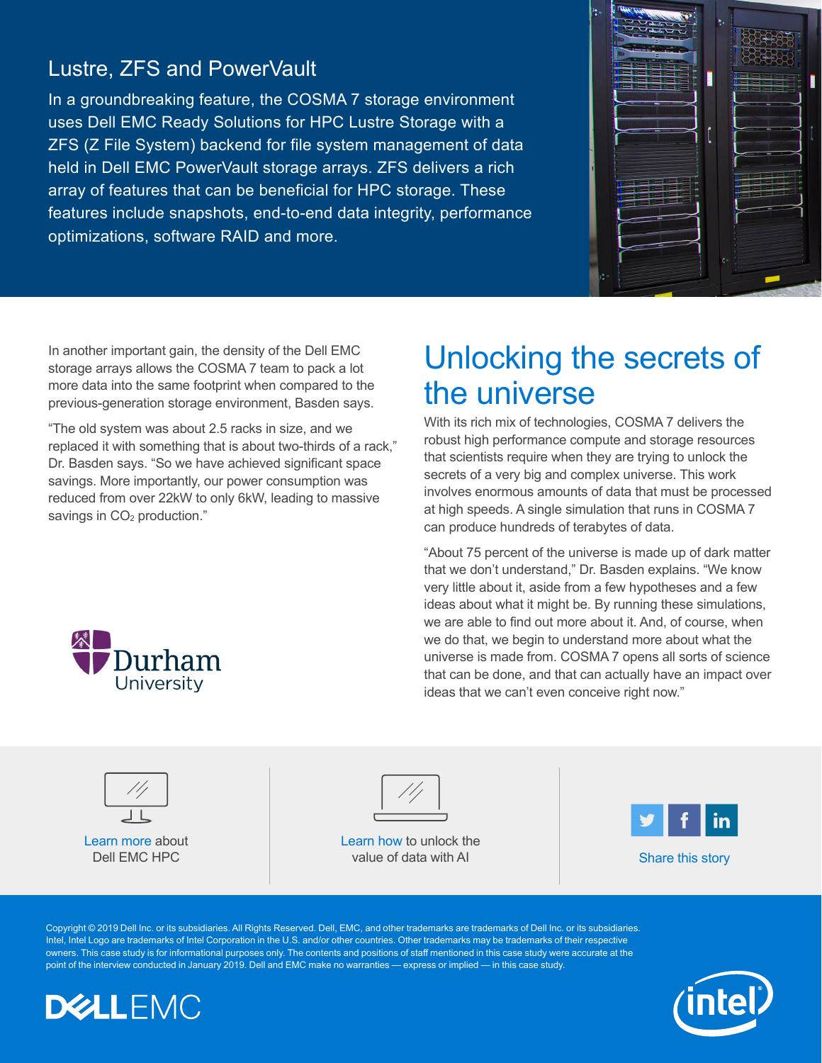## Lustre, ZFS and PowerVault

In a groundbreaking feature, the COSMA 7 storage environment uses Dell EMC Ready Solutions for HPC Lustre Storage with a ZFS (Z File System) backend for file system management of data held in Dell EMC PowerVault storage arrays. ZFS delivers a rich array of features that can be beneficial for HPC storage. These features include snapshots, end-to-end data integrity, performance optimizations, software RAID and more.

In another important gain, the density of the Dell EMC storage arrays allows the COSMA 7 team to pack a lot more data into the same footprint when compared to the previous-generation storage environment, Basden says.

"The old system was about 2.5 racks in size, and we replaced it with something that is about two-thirds of a rack," Dr. Basden says. "So we have achieved significant space savings. More importantly, our power consumption was reduced from over 22kW to only 6kW, leading to massive savings in $CO_2$ production."

Durham University

# Unlocking the secrets of the universe

With its rich mix of technologies, COSMA 7 delivers the robust high performance compute and storage resources that scientists require when they are trying to unlock the secrets of a very big and complex universe. This work involves enormous amounts of data that must be processed at high speeds. A single simulation that runs in COSMA 7 can produce hundreds of terabytes of data.

"About 75 percent of the universe is made up of dark matter that we don't understand," Dr. Basden explains. "We know very little about it, aside from a few hypotheses and a few ideas about what it might be. By running these simulations, we are able to find out more about it. And, of course, when we do that, we begin to understand more about what the universe is made from. COSMA 7 opens all sorts of science that can be done, and that can actually have an impact over ideas that we can't even conceive right now."

Learn more about Dell EMC HPC

Learn how to unlock the value of data with AI

Share this story

Copyright © 2019 Dell Inc. or its subsidiaries. All Rights Reserved. Dell, EMC, and other trademarks are trademarks of Dell Inc. or its subsidiaries. Intel, Intel Logo are trademarks of Intel Corporation in the U.S. and/or other countries. Other trademarks may be trademarks of their respective owners. This case study is for informational purposes only. The contents and positions of staff mentioned in this case study were accurate at the point of the interview conducted in January 2019. Dell and EMC make no warranties — express or implied — in this case study.

DELL EMC

intel